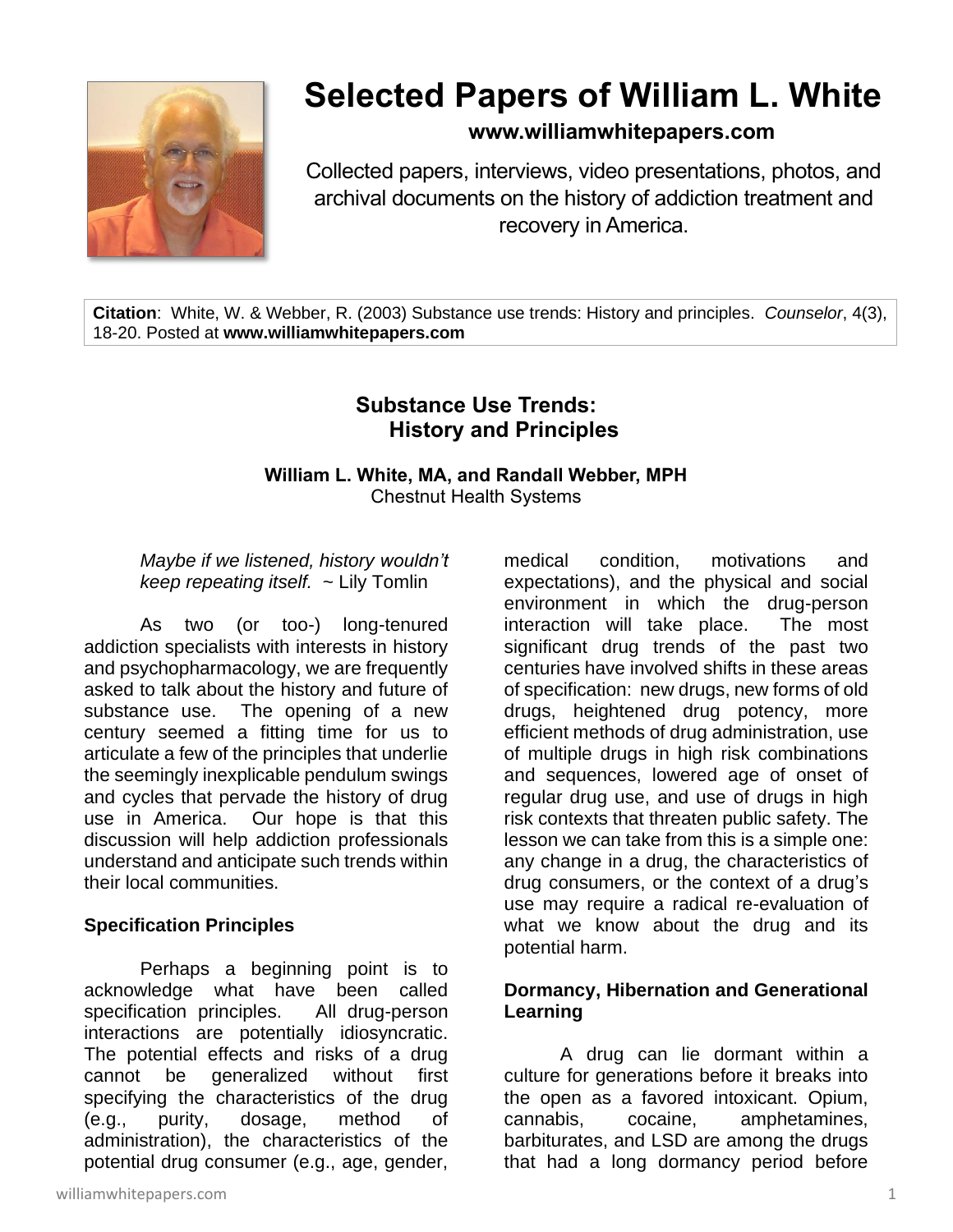# Selected Papers of William L. White

**www.williamwhitepapers.com**

Collected papers, interviews, video presentations, photos, and archival documents on the history of addiction treatment and recovery in America.

**Citation**: White, W. & Webber, R. (2003) Substance use trends: History and principles. *Counselor*, 4(3), 18-20. Posted at **www.williamwhitepapers.com**

## Substance Use Trends: History and Principles

**William L. White, MA, and Randall Webber, MPH**
Chestnut Health Systems

*Maybe if we listened, history wouldn't keep repeating itself.* ~ Lily Tomlin

As two (or too-) long-tenured addiction specialists with interests in history and psychopharmacology, we are frequently asked to talk about the history and future of substance use. The opening of a new century seemed a fitting time for us to articulate a few of the principles that underlie the seemingly inexplicable pendulum swings and cycles that pervade the history of drug use in America. Our hope is that this discussion will help addiction professionals understand and anticipate such trends within their local communities.

### Specification Principles

Perhaps a beginning point is to acknowledge what have been called specification principles. All drug-person interactions are potentially idiosyncratic. The potential effects and risks of a drug cannot be generalized without first specifying the characteristics of the drug (e.g., purity, dosage, method of administration), the characteristics of the potential drug consumer (e.g., age, gender, medical condition, motivations and expectations), and the physical and social environment in which the drug-person interaction will take place. The most significant drug trends of the past two centuries have involved shifts in these areas of specification: new drugs, new forms of old drugs, heightened drug potency, more efficient methods of drug administration, use of multiple drugs in high risk combinations and sequences, lowered age of onset of regular drug use, and use of drugs in high risk contexts that threaten public safety. The lesson we can take from this is a simple one: any change in a drug, the characteristics of drug consumers, or the context of a drug's use may require a radical re-evaluation of what we know about the drug and its potential harm.

### Dormancy, Hibernation and Generational Learning

A drug can lie dormant within a culture for generations before it breaks into the open as a favored intoxicant. Opium, cannabis, cocaine, amphetamines, barbiturates, and LSD are among the drugs that had a long dormancy period before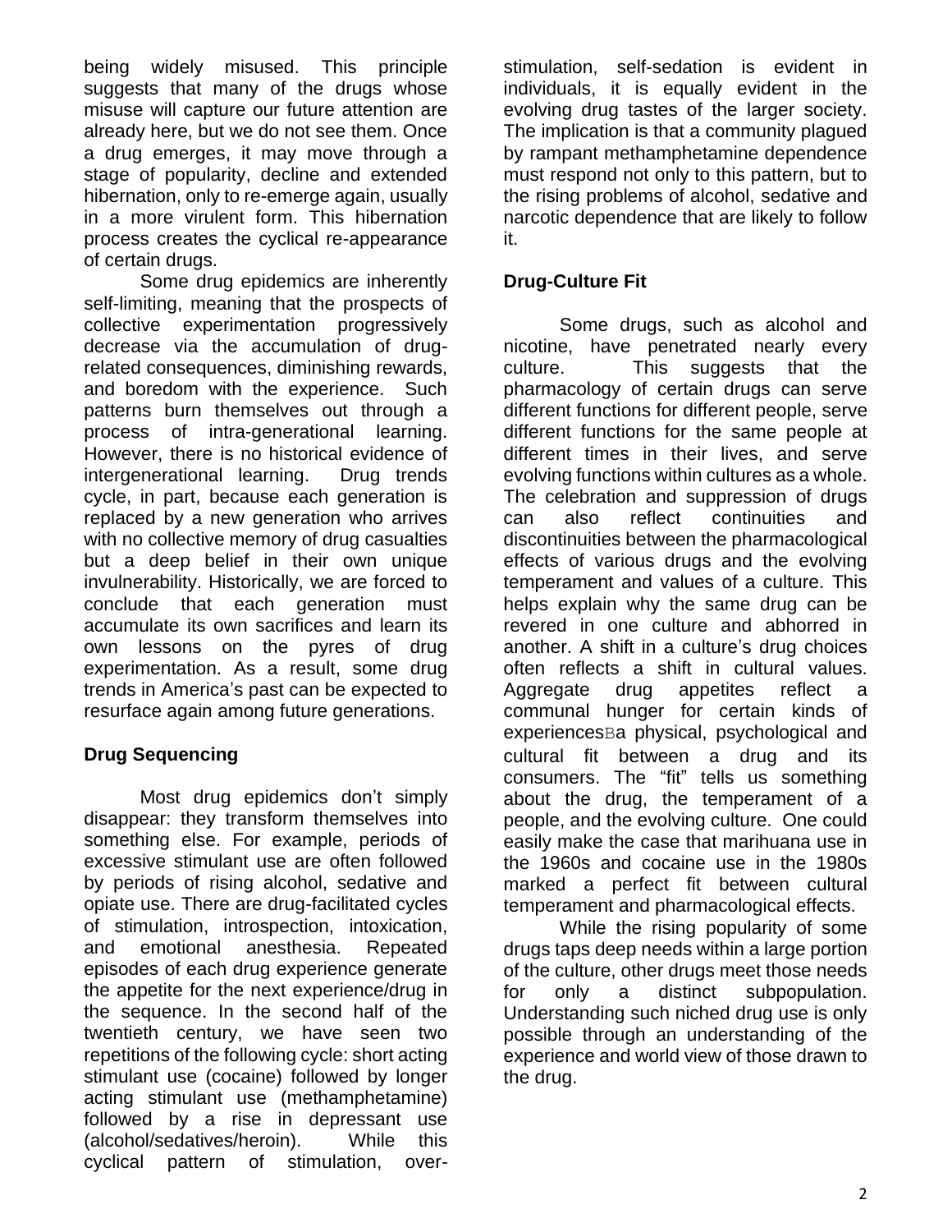being widely misused. This principle suggests that many of the drugs whose misuse will capture our future attention are already here, but we do not see them. Once a drug emerges, it may move through a stage of popularity, decline and extended hibernation, only to re-emerge again, usually in a more virulent form. This hibernation process creates the cyclical re-appearance of certain drugs.

Some drug epidemics are inherently self-limiting, meaning that the prospects of collective experimentation progressively decrease via the accumulation of drug-related consequences, diminishing rewards, and boredom with the experience. Such patterns burn themselves out through a process of intra-generational learning. However, there is no historical evidence of intergenerational learning. Drug trends cycle, in part, because each generation is replaced by a new generation who arrives with no collective memory of drug casualties but a deep belief in their own unique invulnerability. Historically, we are forced to conclude that each generation must accumulate its own sacrifices and learn its own lessons on the pyres of drug experimentation. As a result, some drug trends in America's past can be expected to resurface again among future generations.

**Drug Sequencing**

Most drug epidemics don't simply disappear: they transform themselves into something else. For example, periods of excessive stimulant use are often followed by periods of rising alcohol, sedative and opiate use. There are drug-facilitated cycles of stimulation, introspection, intoxication, and emotional anesthesia. Repeated episodes of each drug experience generate the appetite for the next experience/drug in the sequence. In the second half of the twentieth century, we have seen two repetitions of the following cycle: short acting stimulant use (cocaine) followed by longer acting stimulant use (methamphetamine) followed by a rise in depressant use (alcohol/sedatives/heroin). While this cyclical pattern of stimulation, over-stimulation, self-sedation is evident in individuals, it is equally evident in the evolving drug tastes of the larger society. The implication is that a community plagued by rampant methamphetamine dependence must respond not only to this pattern, but to the rising problems of alcohol, sedative and narcotic dependence that are likely to follow it.

**Drug-Culture Fit**

Some drugs, such as alcohol and nicotine, have penetrated nearly every culture. This suggests that the pharmacology of certain drugs can serve different functions for different people, serve different functions for the same people at different times in their lives, and serve evolving functions within cultures as a whole. The celebration and suppression of drugs can also reflect continuities and discontinuities between the pharmacological effects of various drugs and the evolving temperament and values of a culture. This helps explain why the same drug can be revered in one culture and abhorred in another. A shift in a culture's drug choices often reflects a shift in cultural values. Aggregate drug appetites reflect a communal hunger for certain kinds of experiencesBa physical, psychological and cultural fit between a drug and its consumers. The "fit" tells us something about the drug, the temperament of a people, and the evolving culture. One could easily make the case that marihuana use in the 1960s and cocaine use in the 1980s marked a perfect fit between cultural temperament and pharmacological effects.

While the rising popularity of some drugs taps deep needs within a large portion of the culture, other drugs meet those needs for only a distinct subpopulation. Understanding such niched drug use is only possible through an understanding of the experience and world view of those drawn to the drug.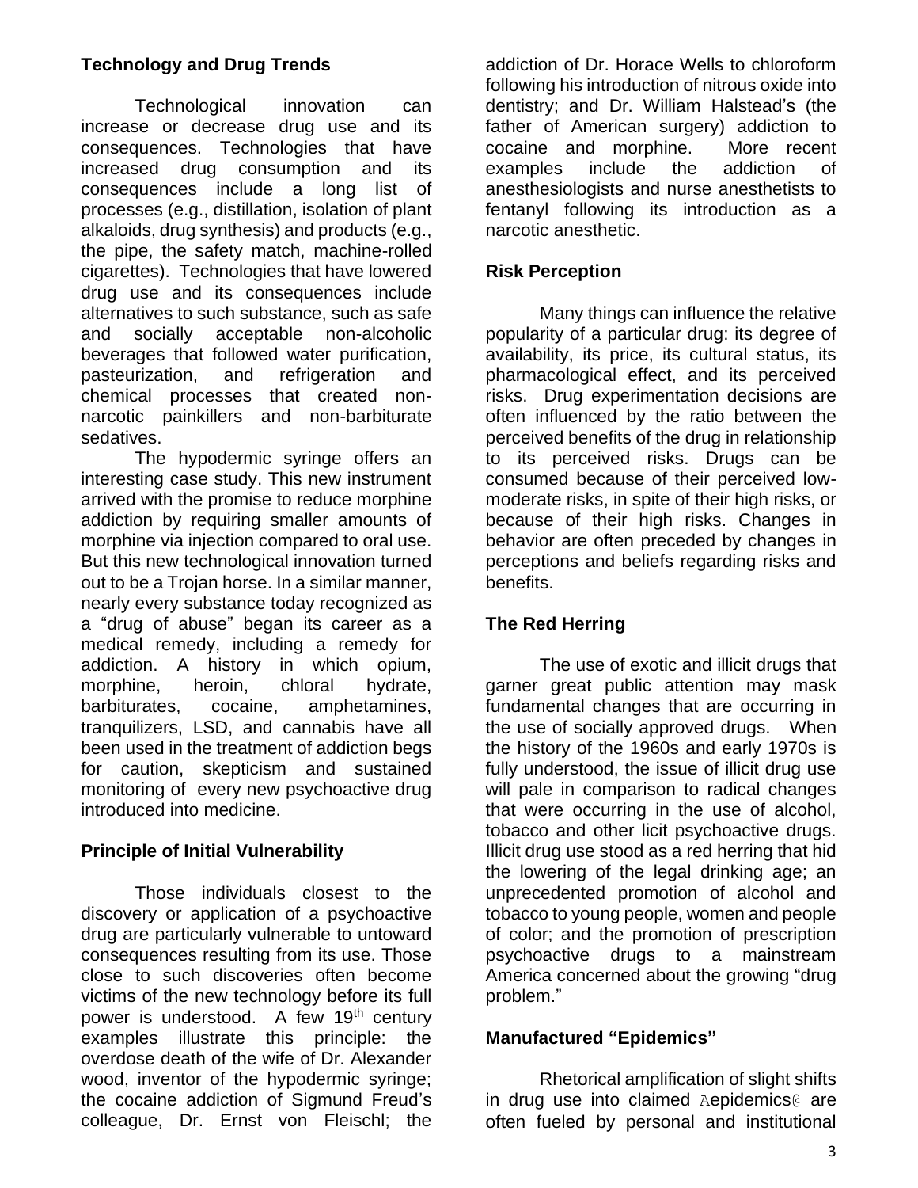### Technology and Drug Trends

Technological innovation can increase or decrease drug use and its consequences. Technologies that have increased drug consumption and its consequences include a long list of processes (e.g., distillation, isolation of plant alkaloids, drug synthesis) and products (e.g., the pipe, the safety match, machine-rolled cigarettes). Technologies that have lowered drug use and its consequences include alternatives to such substance, such as safe and socially acceptable non-alcoholic beverages that followed water purification, pasteurization, and refrigeration and chemical processes that created non-narcotic painkillers and non-barbiturate sedatives.

The hypodermic syringe offers an interesting case study. This new instrument arrived with the promise to reduce morphine addiction by requiring smaller amounts of morphine via injection compared to oral use. But this new technological innovation turned out to be a Trojan horse. In a similar manner, nearly every substance today recognized as a "drug of abuse" began its career as a medical remedy, including a remedy for addiction. A history in which opium, morphine, heroin, chloral hydrate, barbiturates, cocaine, amphetamines, tranquilizers, LSD, and cannabis have all been used in the treatment of addiction begs for caution, skepticism and sustained monitoring of every new psychoactive drug introduced into medicine.

### Principle of Initial Vulnerability

Those individuals closest to the discovery or application of a psychoactive drug are particularly vulnerable to untoward consequences resulting from its use. Those close to such discoveries often become victims of the new technology before its full power is understood. A few 19th century examples illustrate this principle: the overdose death of the wife of Dr. Alexander wood, inventor of the hypodermic syringe; the cocaine addiction of Sigmund Freud's colleague, Dr. Ernst von Fleischl; the addiction of Dr. Horace Wells to chloroform following his introduction of nitrous oxide into dentistry; and Dr. William Halstead's (the father of American surgery) addiction to cocaine and morphine. More recent examples include the addiction of anesthesiologists and nurse anesthetists to fentanyl following its introduction as a narcotic anesthetic.

### Risk Perception

Many things can influence the relative popularity of a particular drug: its degree of availability, its price, its cultural status, its pharmacological effect, and its perceived risks. Drug experimentation decisions are often influenced by the ratio between the perceived benefits of the drug in relationship to its perceived risks. Drugs can be consumed because of their perceived low-moderate risks, in spite of their high risks, or because of their high risks. Changes in behavior are often preceded by changes in perceptions and beliefs regarding risks and benefits.

### The Red Herring

The use of exotic and illicit drugs that garner great public attention may mask fundamental changes that are occurring in the use of socially approved drugs. When the history of the 1960s and early 1970s is fully understood, the issue of illicit drug use will pale in comparison to radical changes that were occurring in the use of alcohol, tobacco and other licit psychoactive drugs. Illicit drug use stood as a red herring that hid the lowering of the legal drinking age; an unprecedented promotion of alcohol and tobacco to young people, women and people of color; and the promotion of prescription psychoactive drugs to a mainstream America concerned about the growing "drug problem."

### Manufactured "Epidemics"

Rhetorical amplification of slight shifts in drug use into claimed Aepidemics@ are often fueled by personal and institutional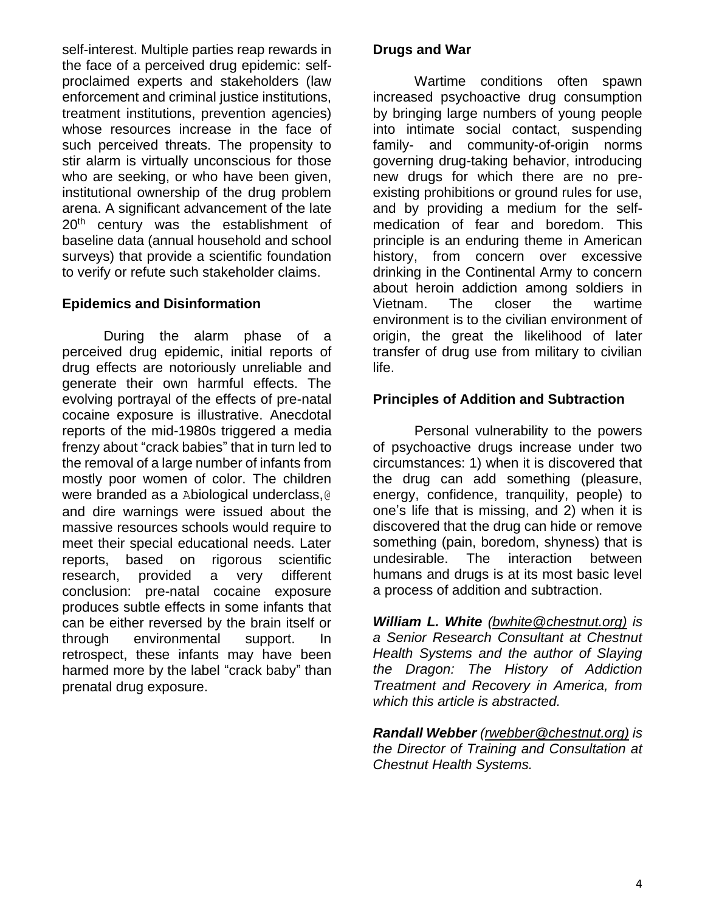self-interest. Multiple parties reap rewards in the face of a perceived drug epidemic: self-proclaimed experts and stakeholders (law enforcement and criminal justice institutions, treatment institutions, prevention agencies) whose resources increase in the face of such perceived threats. The propensity to stir alarm is virtually unconscious for those who are seeking, or who have been given, institutional ownership of the drug problem arena. A significant advancement of the late 20th century was the establishment of baseline data (annual household and school surveys) that provide a scientific foundation to verify or refute such stakeholder claims.

**Epidemics and Disinformation**

During the alarm phase of a perceived drug epidemic, initial reports of drug effects are notoriously unreliable and generate their own harmful effects. The evolving portrayal of the effects of pre-natal cocaine exposure is illustrative. Anecdotal reports of the mid-1980s triggered a media frenzy about "crack babies" that in turn led to the removal of a large number of infants from mostly poor women of color. The children were branded as a Abiological underclass,@ and dire warnings were issued about the massive resources schools would require to meet their special educational needs. Later reports, based on rigorous scientific research, provided a very different conclusion: pre-natal cocaine exposure produces subtle effects in some infants that can be either reversed by the brain itself or through environmental support. In retrospect, these infants may have been harmed more by the label "crack baby" than prenatal drug exposure.

**Drugs and War**

Wartime conditions often spawn increased psychoactive drug consumption by bringing large numbers of young people into intimate social contact, suspending family- and community-of-origin norms governing drug-taking behavior, introducing new drugs for which there are no pre-existing prohibitions or ground rules for use, and by providing a medium for the self-medication of fear and boredom. This principle is an enduring theme in American history, from concern over excessive drinking in the Continental Army to concern about heroin addiction among soldiers in Vietnam. The closer the wartime environment is to the civilian environment of origin, the great the likelihood of later transfer of drug use from military to civilian life.

**Principles of Addition and Subtraction**

Personal vulnerability to the powers of psychoactive drugs increase under two circumstances: 1) when it is discovered that the drug can add something (pleasure, energy, confidence, tranquility, people) to one's life that is missing, and 2) when it is discovered that the drug can hide or remove something (pain, boredom, shyness) that is undesirable. The interaction between humans and drugs is at its most basic level a process of addition and subtraction.

***William L. White*** *(bwhite@chestnut.org) is a Senior Research Consultant at Chestnut Health Systems and the author of Slaying the Dragon: The History of Addiction Treatment and Recovery in America, from which this article is abstracted.*

***Randall Webber*** *(rwebber@chestnut.org) is the Director of Training and Consultation at Chestnut Health Systems.*